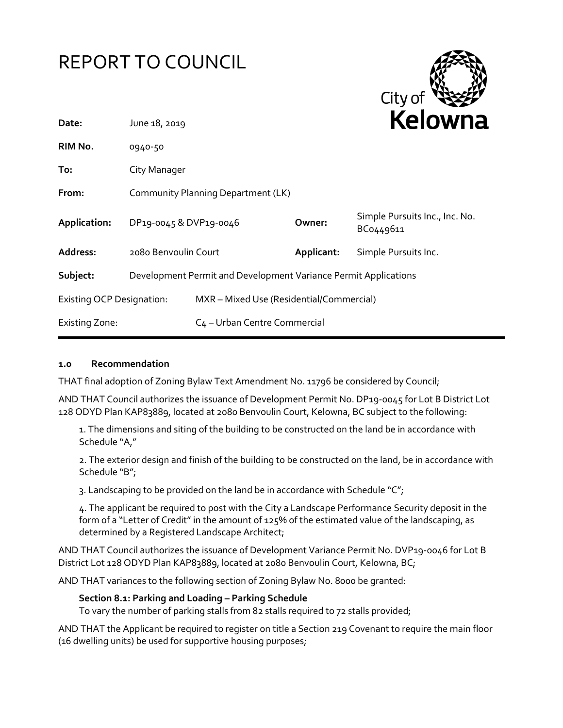# REPORT TO COUNCIL

City of Kelowna

| | | | |
|---|---|---|---|
| **Date:** | June 18, 2019 | | |
| **RIM No.** | 0940-50 | | |
| **To:** | City Manager | | |
| **From:** | Community Planning Department (LK) | | |
| **Application:** | DP19-0045 & DVP19-0046 | **Owner:** | Simple Pursuits Inc., Inc. No. BC0449611 |
| **Address:** | 2080 Benvoulin Court | **Applicant:** | Simple Pursuits Inc. |
| **Subject:** | Development Permit and Development Variance Permit Applications | | |
| Existing OCP Designation: | MXR – Mixed Use (Residential/Commercial) | | |
| Existing Zone: | C4 – Urban Centre Commercial | | |

### 1.0 Recommendation

THAT final adoption of Zoning Bylaw Text Amendment No. 11796 be considered by Council;

AND THAT Council authorizes the issuance of Development Permit No. DP19-0045 for Lot B District Lot 128 ODYD Plan KAP83889, located at 2080 Benvoulin Court, Kelowna, BC subject to the following:

1. The dimensions and siting of the building to be constructed on the land be in accordance with Schedule "A,"
2. The exterior design and finish of the building to be constructed on the land, be in accordance with Schedule "B";
3. Landscaping to be provided on the land be in accordance with Schedule "C";
4. The applicant be required to post with the City a Landscape Performance Security deposit in the form of a "Letter of Credit" in the amount of 125% of the estimated value of the landscaping, as determined by a Registered Landscape Architect;

AND THAT Council authorizes the issuance of Development Variance Permit No. DVP19-0046 for Lot B District Lot 128 ODYD Plan KAP83889, located at 2080 Benvoulin Court, Kelowna, BC;

AND THAT variances to the following section of Zoning Bylaw No. 8000 be granted:

**Section 8.1: Parking and Loading – Parking Schedule**
To vary the number of parking stalls from 82 stalls required to 72 stalls provided;

AND THAT the Applicant be required to register on title a Section 219 Covenant to require the main floor (16 dwelling units) be used for supportive housing purposes;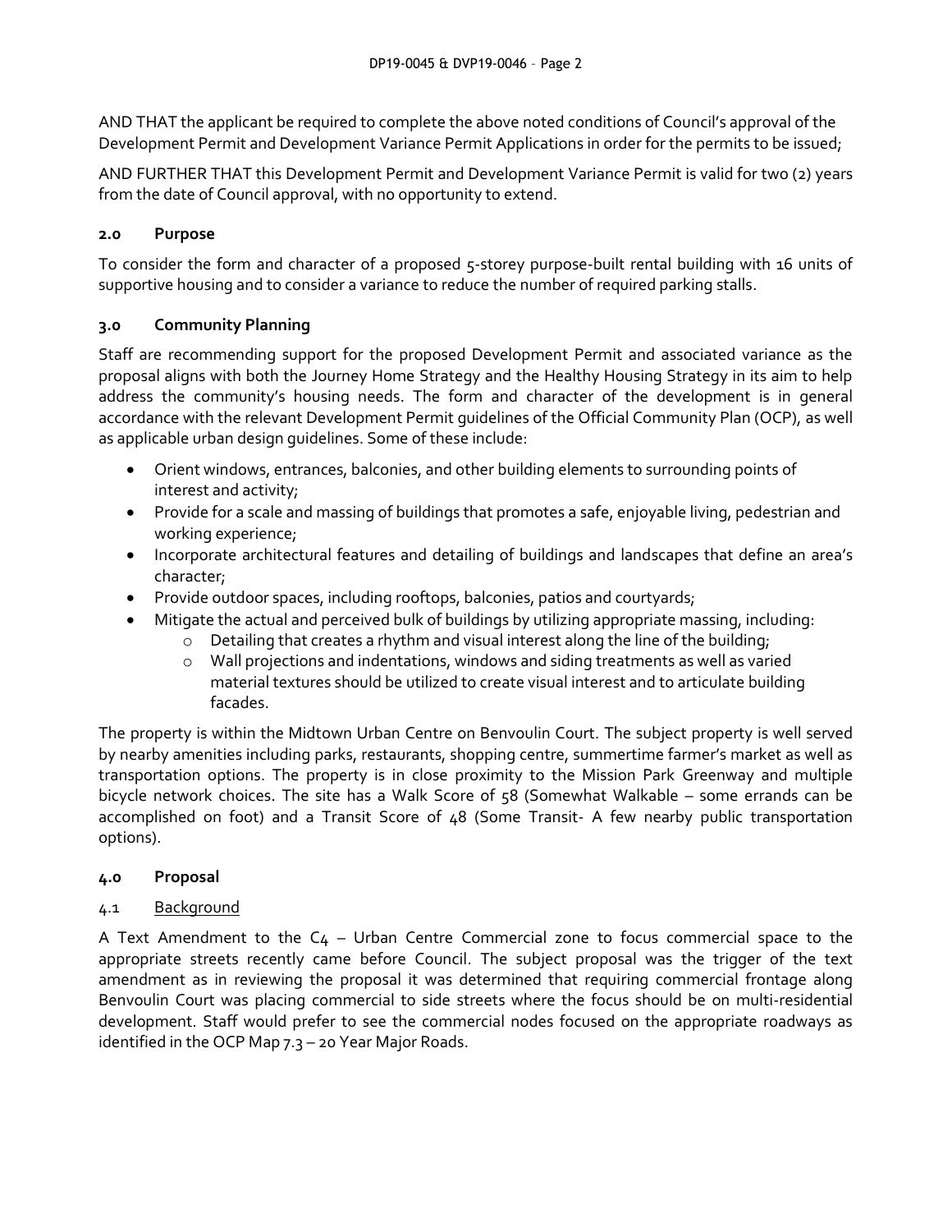AND THAT the applicant be required to complete the above noted conditions of Council's approval of the Development Permit and Development Variance Permit Applications in order for the permits to be issued;

AND FURTHER THAT this Development Permit and Development Variance Permit is valid for two (2) years from the date of Council approval, with no opportunity to extend.

## 2.0 Purpose

To consider the form and character of a proposed 5-storey purpose-built rental building with 16 units of supportive housing and to consider a variance to reduce the number of required parking stalls.

## 3.0 Community Planning

Staff are recommending support for the proposed Development Permit and associated variance as the proposal aligns with both the Journey Home Strategy and the Healthy Housing Strategy in its aim to help address the community's housing needs. The form and character of the development is in general accordance with the relevant Development Permit guidelines of the Official Community Plan (OCP), as well as applicable urban design guidelines. Some of these include:

- Orient windows, entrances, balconies, and other building elements to surrounding points of interest and activity;
- Provide for a scale and massing of buildings that promotes a safe, enjoyable living, pedestrian and working experience;
- Incorporate architectural features and detailing of buildings and landscapes that define an area's character;
- Provide outdoor spaces, including rooftops, balconies, patios and courtyards;
- Mitigate the actual and perceived bulk of buildings by utilizing appropriate massing, including:
  - Detailing that creates a rhythm and visual interest along the line of the building;
  - Wall projections and indentations, windows and siding treatments as well as varied material textures should be utilized to create visual interest and to articulate building facades.

The property is within the Midtown Urban Centre on Benvoulin Court. The subject property is well served by nearby amenities including parks, restaurants, shopping centre, summertime farmer's market as well as transportation options. The property is in close proximity to the Mission Park Greenway and multiple bicycle network choices. The site has a Walk Score of 58 (Somewhat Walkable – some errands can be accomplished on foot) and a Transit Score of 48 (Some Transit- A few nearby public transportation options).

## 4.0 Proposal

### 4.1 Background

A Text Amendment to the C4 – Urban Centre Commercial zone to focus commercial space to the appropriate streets recently came before Council. The subject proposal was the trigger of the text amendment as in reviewing the proposal it was determined that requiring commercial frontage along Benvoulin Court was placing commercial to side streets where the focus should be on multi-residential development. Staff would prefer to see the commercial nodes focused on the appropriate roadways as identified in the OCP Map 7.3 – 20 Year Major Roads.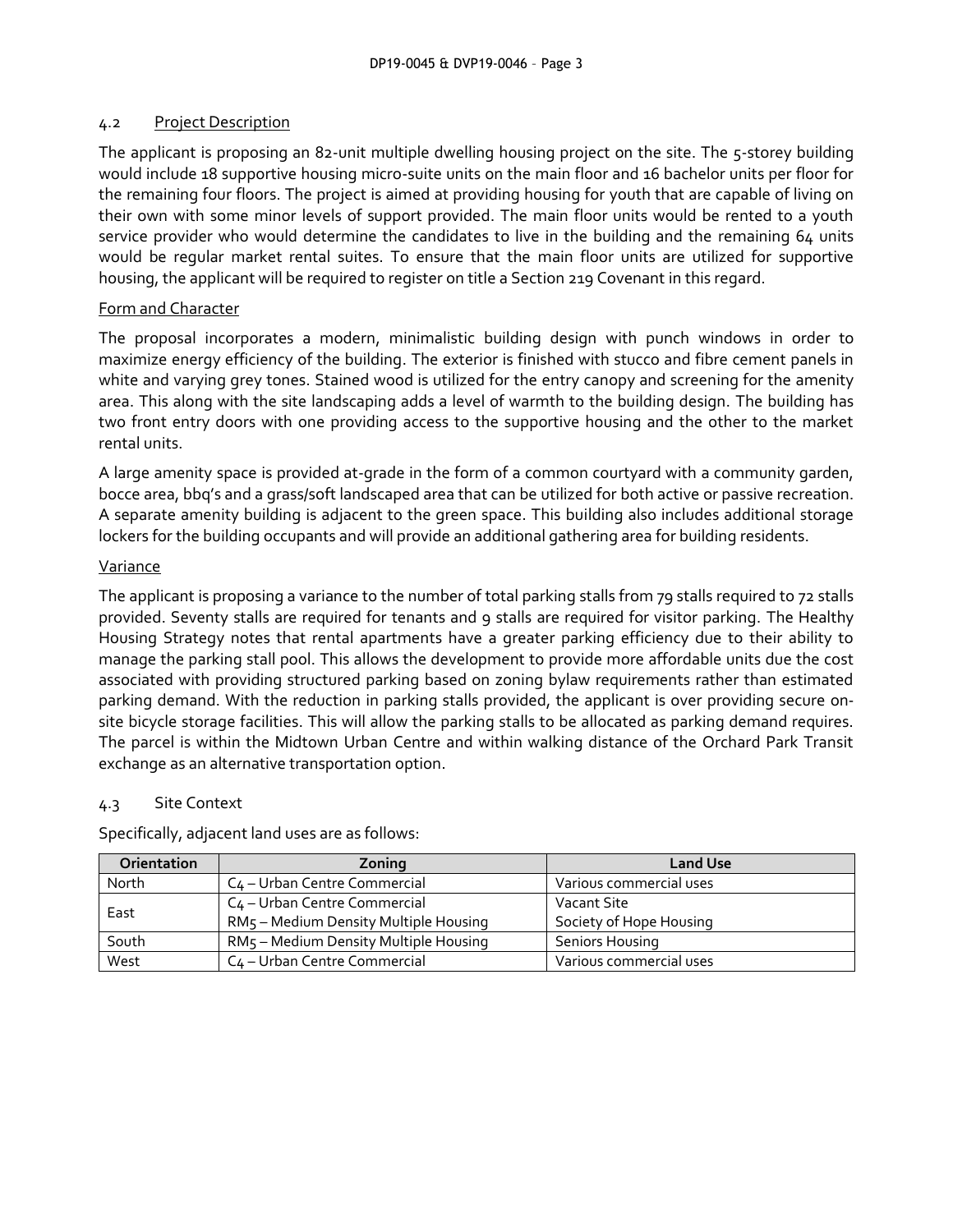## 4.2 Project Description

The applicant is proposing an 82-unit multiple dwelling housing project on the site. The 5-storey building would include 18 supportive housing micro-suite units on the main floor and 16 bachelor units per floor for the remaining four floors. The project is aimed at providing housing for youth that are capable of living on their own with some minor levels of support provided. The main floor units would be rented to a youth service provider who would determine the candidates to live in the building and the remaining 64 units would be regular market rental suites. To ensure that the main floor units are utilized for supportive housing, the applicant will be required to register on title a Section 219 Covenant in this regard.

### Form and Character

The proposal incorporates a modern, minimalistic building design with punch windows in order to maximize energy efficiency of the building. The exterior is finished with stucco and fibre cement panels in white and varying grey tones. Stained wood is utilized for the entry canopy and screening for the amenity area. This along with the site landscaping adds a level of warmth to the building design. The building has two front entry doors with one providing access to the supportive housing and the other to the market rental units.

A large amenity space is provided at-grade in the form of a common courtyard with a community garden, bocce area, bbq's and a grass/soft landscaped area that can be utilized for both active or passive recreation. A separate amenity building is adjacent to the green space. This building also includes additional storage lockers for the building occupants and will provide an additional gathering area for building residents.

### Variance

The applicant is proposing a variance to the number of total parking stalls from 79 stalls required to 72 stalls provided. Seventy stalls are required for tenants and 9 stalls are required for visitor parking. The Healthy Housing Strategy notes that rental apartments have a greater parking efficiency due to their ability to manage the parking stall pool. This allows the development to provide more affordable units due the cost associated with providing structured parking based on zoning bylaw requirements rather than estimated parking demand. With the reduction in parking stalls provided, the applicant is over providing secure on-site bicycle storage facilities. This will allow the parking stalls to be allocated as parking demand requires. The parcel is within the Midtown Urban Centre and within walking distance of the Orchard Park Transit exchange as an alternative transportation option.

## 4.3 Site Context

Specifically, adjacent land uses are as follows:

| Orientation | Zoning | Land Use |
|---|---|---|
| North | C4 – Urban Centre Commercial | Various commercial uses |
| East | C4 – Urban Centre Commercial<br>RM5 – Medium Density Multiple Housing | Vacant Site<br>Society of Hope Housing |
| South | RM5 – Medium Density Multiple Housing | Seniors Housing |
| West | C4 – Urban Centre Commercial | Various commercial uses |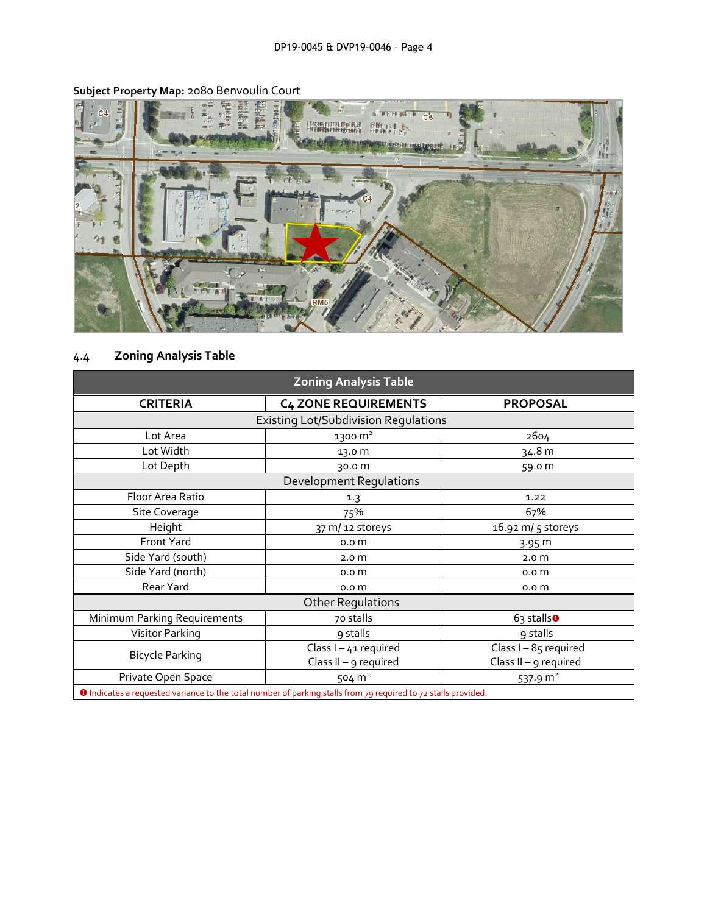**Subject Property Map:** 2080 Benvoulin Court

## 4.4 Zoning Analysis Table

| Zoning Analysis Table | | |
|---|---|---|
| **CRITERIA** | **C4 ZONE REQUIREMENTS** | **PROPOSAL** |
| Existing Lot/Subdivision Regulations | | |
| Lot Area | 1300 m² | 2604 |
| Lot Width | 13.0 m | 34.8 m |
| Lot Depth | 30.0 m | 59.0 m |
| Development Regulations | | |
| Floor Area Ratio | 1.3 | 1.22 |
| Site Coverage | 75% | 67% |
| Height | 37 m/ 12 storeys | 16.92 m/ 5 storeys |
| Front Yard | 0.0 m | 3.95 m |
| Side Yard (south) | 2.0 m | 2.0 m |
| Side Yard (north) | 0.0 m | 0.0 m |
| Rear Yard | 0.0 m | 0.0 m |
| Other Regulations | | |
| Minimum Parking Requirements | 70 stalls | 63 stalls ❶ |
| Visitor Parking | 9 stalls | 9 stalls |
| Bicycle Parking | Class I – 41 required<br>Class II – 9 required | Class I – 85 required<br>Class II – 9 required |
| Private Open Space | 504 m² | 537.9 m² |

❶ Indicates a requested variance to the total number of parking stalls from 79 required to 72 stalls provided.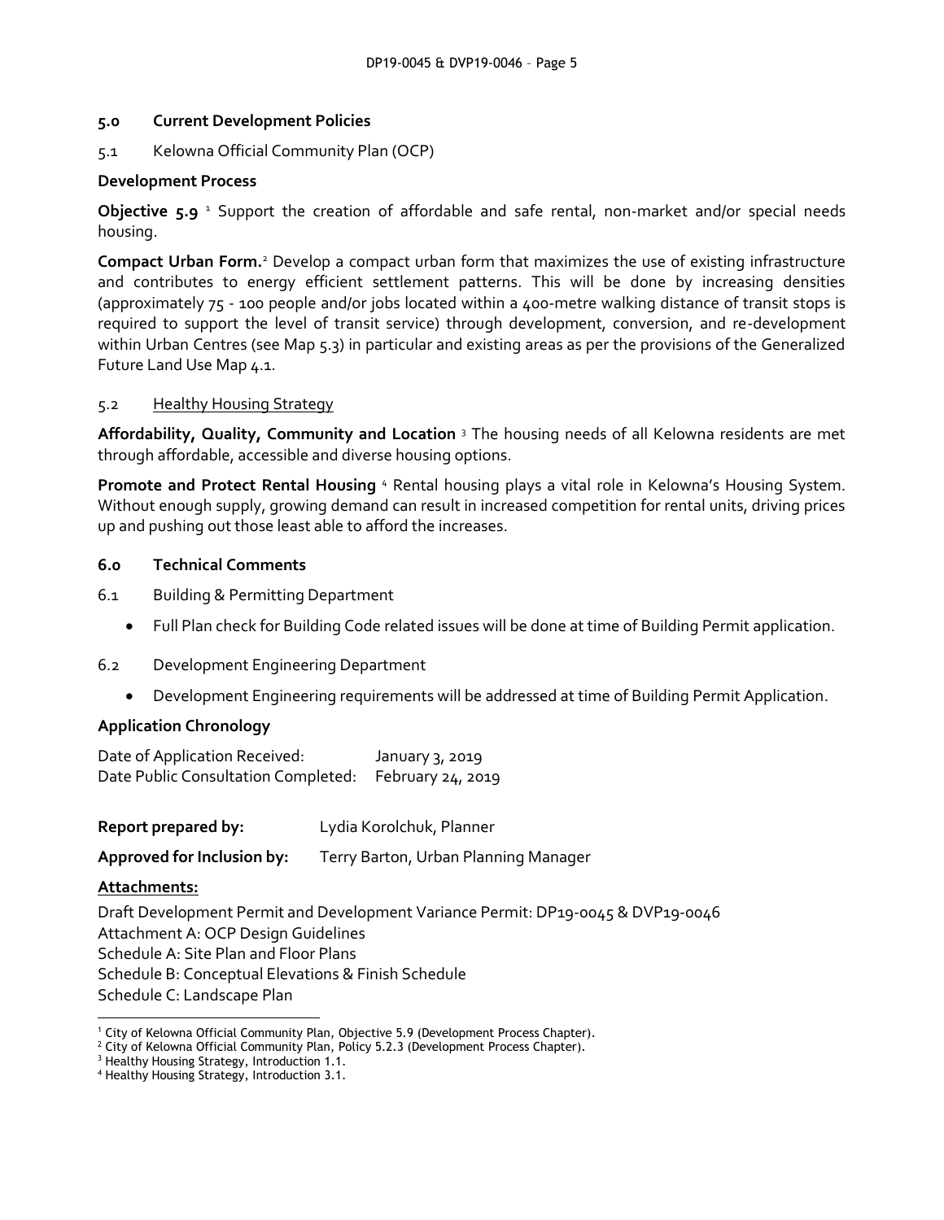## 5.0 Current Development Policies

5.1 Kelowna Official Community Plan (OCP)

**Development Process**

**Objective 5.9** [1] Support the creation of affordable and safe rental, non-market and/or special needs housing.

**Compact Urban Form.**[2] Develop a compact urban form that maximizes the use of existing infrastructure and contributes to energy efficient settlement patterns. This will be done by increasing densities (approximately 75 - 100 people and/or jobs located within a 400-metre walking distance of transit stops is required to support the level of transit service) through development, conversion, and re-development within Urban Centres (see Map 5.3) in particular and existing areas as per the provisions of the Generalized Future Land Use Map 4.1.

5.2 Healthy Housing Strategy

**Affordability, Quality, Community and Location** [3] The housing needs of all Kelowna residents are met through affordable, accessible and diverse housing options.

**Promote and Protect Rental Housing** [4] Rental housing plays a vital role in Kelowna's Housing System. Without enough supply, growing demand can result in increased competition for rental units, driving prices up and pushing out those least able to afford the increases.

## 6.0 Technical Comments

6.1 Building & Permitting Department

- Full Plan check for Building Code related issues will be done at time of Building Permit application.

6.2 Development Engineering Department

- Development Engineering requirements will be addressed at time of Building Permit Application.

**Application Chronology**

Date of Application Received: January 3, 2019
Date Public Consultation Completed: February 24, 2019

**Report prepared by:** Lydia Korolchuk, Planner

**Approved for Inclusion by:** Terry Barton, Urban Planning Manager

**Attachments:**

Draft Development Permit and Development Variance Permit: DP19-0045 & DVP19-0046
Attachment A: OCP Design Guidelines
Schedule A: Site Plan and Floor Plans
Schedule B: Conceptual Elevations & Finish Schedule
Schedule C: Landscape Plan

---

[1] City of Kelowna Official Community Plan, Objective 5.9 (Development Process Chapter).
[2] City of Kelowna Official Community Plan, Policy 5.2.3 (Development Process Chapter).
[3] Healthy Housing Strategy, Introduction 1.1.
[4] Healthy Housing Strategy, Introduction 3.1.